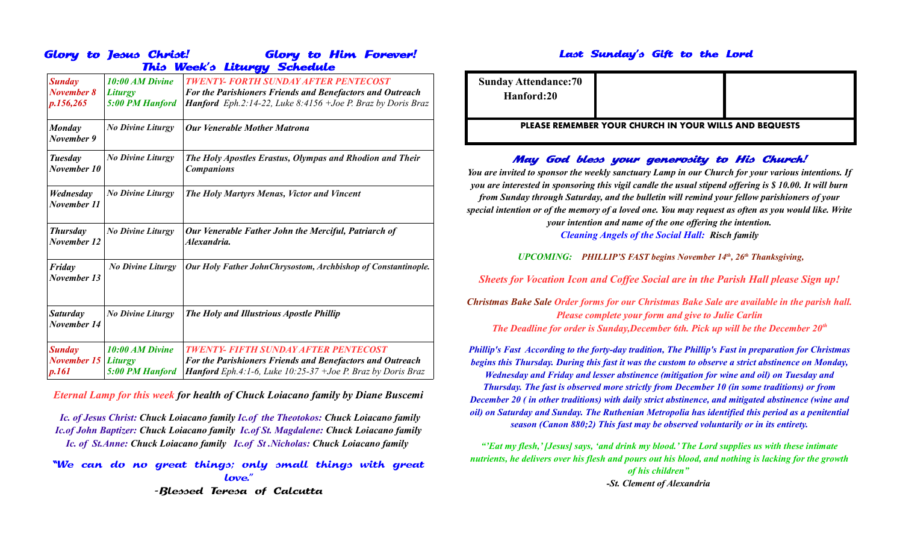## Glory to Jesus Christ! Glory to Him Forever!

## This Week's Liturgy Schedule

| | | |
|---|---|---|
| ***Sunday November 8 p.156,265*** | ***10:00 AM Divine Liturgy 5:00 PM Hanford*** | ***TWENTY- FORTH SUNDAY AFTER PENTECOST*** ***For the Parishioners Friends and Benefactors and Outreach*** ***Hanford*** *Eph.2:14-22, Luke 8:4156 +Joe P. Braz by Doris Braz* |
| ***Monday November 9*** | ***No Divine Liturgy*** | ***Our Venerable Mother Matrona*** |
| ***Tuesday November 10*** | ***No Divine Liturgy*** | ***The Holy Apostles Erastus, Olympas and Rhodion and Their Companions*** |
| ***Wednesday November 11*** | ***No Divine Liturgy*** | ***The Holy Martyrs Menas, Victor and Vincent*** |
| ***Thursday November 12*** | ***No Divine Liturgy*** | ***Our Venerable Father John the Merciful, Patriarch of Alexandria.*** |
| ***Friday November 13*** | ***No Divine Liturgy*** | ***Our Holy Father JohnChrysostom, Archbishop of Constantinople.*** |
| ***Saturday November 14*** | ***No Divine Liturgy*** | ***The Holy and Illustrious Apostle Phillip*** |
| ***Sunday November 15 p.161*** | ***10:00 AM Divine Liturgy 5:00 PM Hanford*** | ***TWENTY- FIFTH SUNDAY AFTER PENTECOST*** ***For the Parishioners Friends and Benefactors and Outreach*** ***Hanford*** *Eph.4:1-6, Luke 10:25-37 +Joe P. Braz by Doris Braz* |

***Eternal Lamp for this week for health of Chuck Loiacano family by Diane Buscemi***

***Ic. of Jesus Christ: Chuck Loiacano family Ic.of the Theotokos: Chuck Loiacano family Ic.of John Baptizer: Chuck Loiacano family Ic.of St. Magdalene: Chuck Loiacano family Ic. of St.Anne: Chuck Loiacano family Ic.of St .Nicholas: Chuck Loiacano family***

**"We can do no great things; only small things with great love."**

**-Blessed Teresa of Calcutta**

## Last Sunday's Gift to the Lord

| | | |
|---|---|---|
| **Sunday Attendance:70 Hanford:20** | | |
| **PLEASE REMEMBER YOUR CHURCH IN YOUR WILLS AND BEQUESTS** | | |

### May God bless your generosity to His Church!

***You are invited to sponsor the weekly sanctuary Lamp in our Church for your various intentions. If you are interested in sponsoring this vigil candle the usual stipend offering is $ 10.00. It will burn from Sunday through Saturday, and the bulletin will remind your fellow parishioners of your special intention or of the memory of a loved one. You may request as often as you would like. Write your intention and name of the one offering the intention.***

***Cleaning Angels of the Social Hall: Risch family***

***UPCOMING: PHILLIP'S FAST begins November 14th, 26th Thanksgiving,***

***Sheets for Vocation Icon and Coffee Social are in the Parish Hall please Sign up!***

***Christmas Bake Sale Order forms for our Christmas Bake Sale are available in the parish hall. Please complete your form and give to Julie Carlin The Deadline for order is Sunday,December 6th. Pick up will be the December 20th***

***Phillip's Fast According to the forty-day tradition, The Phillip's Fast in preparation for Christmas begins this Thursday. During this fast it was the custom to observe a strict abstinence on Monday, Wednesday and Friday and lesser abstinence (mitigation for wine and oil) on Tuesday and Thursday. The fast is observed more strictly from December 10 (in some traditions) or from December 20 ( in other traditions) with daily strict abstinence, and mitigated abstinence (wine and oil) on Saturday and Sunday. The Ruthenian Metropolia has identified this period as a penitential season (Canon 880;2) This fast may be observed voluntarily or in its entirety.***

***"'Eat my flesh,' [Jesus] says, 'and drink my blood.' The Lord supplies us with these intimate nutrients, he delivers over his flesh and pours out his blood, and nothing is lacking for the growth of his children"***

***-St. Clement of Alexandria***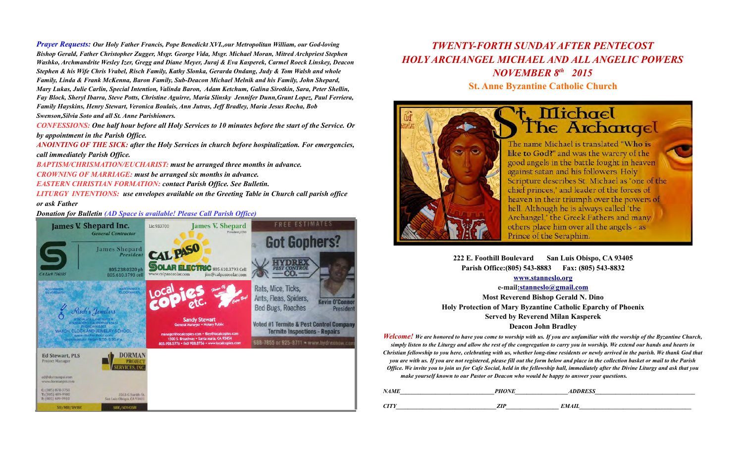***Prayer Requests:*** ***Our Holy Father Francis, Pope Benedickt XVI.,our Metropolitan William, our God-loving Bishop Gerald, Father Christopher Zugger, Msgr. George Vida, Msgr. Michael Moran, Mitred Archpriest Stephen Washko, Archmandrite Wesley Izer, Gregg and Diane Meyer, Juraj & Eva Kasperek, Carmel Roeck Linskey, Deacon Stephen & his Wife Chris Vrabel, Risch Family, Kathy Slonka, Gerarda Ondang, Judy & Tom Walsh and whole Family, Linda & Frank McKenna, Baron Family, Sub-Deacon Michael Melnik and his Family, John Shepard, Mary Lukas, Julie Carlin, Special Intention, Valinda Baron, Adam Ketchum, Galina Sirotkin, Sara, Peter Shellin, Fay Block, Sheryl Ibarra, Steve Potts, Christine Aguirre, Maria Slinsky Jennifer Dunn,Grant Lopez, Paul Ferriera, Family Hayskins, Henry Stewart, Veronica Boulais, Ann Jutras, Jeff Bradley, Maria Jesus Rocha, Bob Swenson,Silvia Soto and all St. Anne Parishioners.***

***CONFESSIONS:*** ***One half hour before all Holy Services to 10 minutes before the start of the Service. Or by appointment in the Parish Office.***

***ANOINTING OF THE SICK:*** ***after the Holy Services in church before hospitalization. For emergencies, call immediately Parish Office.***

***BAPTISM/CHRISMATION/EUCHARIST:*** ***must be arranged three months in advance.***

***CROWNING OF MARRIAGE:*** ***must be arranged six months in advance.***

***EASTERN CHRISTIAN FORMATION:*** ***contact Parish Office. See Bulletin.***

***LITURGY INTENTIONS:*** ***use envelopes available on the Greeting Table in Church call parish office or ask Father***

***Donation for Bulletin*** *(AD Space is available! Please Call Parish Office)*

James V. Shepard Inc.
General Contractor
James Shepard
President
805.238.0320 ph
805.610.3793 cell
CA Lic# 736335

Lic933700
James V. Shepard
President/CEO
CAL PASO
SOLAR ELECTRIC
805.610.3793 Cell
www.calpasosolar.com
jim@calpasosolar.com

FREE ESTIMATES
Got Gophers?
HYDREX PEST CONTROL CO.
Rats, Mice, Ticks, Ants, Fleas, Spiders, Bed Bugs, Roaches
Kevin O'Connor
President
Voted #1 Termite & Pest Control Company
Termite Inspections - Repairs
688-7855 or 925-8711 • www.hydrexnow.com

GOLDSMITH
SILVERSMITH
WATCHMAKER
CLOCKMAKER
Risch's Jewelers
WATCH, CLOCK AND JEWELRY SCHOOL

Local copies etc.
Sandy Stewart
General Manager • Notary Public
manager@localcopies.com • files@localcopies.com
1500 S. Broadway • Santa Maria, CA 93454
805.928.5776 • FAX 928.8736 • www.localcopies.com

Ed Stewart, PLS
Project Manager
DORMAN PROJECT SERVICES, INC.
ed@dormanpsi.com
www.dormanpsi.com
C: (805) 878-3750
T: (805) 489-9900
F: (805) 489-9910
3563-G Sueldo St.
San Luis Obispo, CA 93401
SB/MB/DVBE
SBE/SDVOSB

# *TWENTY-FORTH SUNDAY AFTER PENTECOST*
# *HOLY ARCHANGEL MICHAEL AND ALL ANGELIC POWERS*
# *NOVEMBER 8th 2015*

## St. Anne Byzantine Catholic Church

St. Michael The Archangel

The name Michael is translated "Who is like to God?" and was the warery of the good angels in the battle fought in heaven against satan and his followers. Holy Scripture describes St. Michael as "one of the chief princes," and leader of the forces of heaven in their triumph over the powers of hell. Although he is always called 'the Archangel,' the Greek Fathers and many others place him over all the angels - as Prince of the Seraphim.

**222 E. Foothill Boulevard San Luis Obispo, CA 93405**
**Parish Office:(805) 543-8883 Fax: (805) 543-8832**
**www.stanneslo.org**
**e-mail:stanneslo@gmail.com**
**Most Reverend Bishop Gerald N. Dino**
**Holy Protection of Mary Byzantine Catholic Eparchy of Phoenix**
**Served by Reverend Milan Kasperek**
**Deacon John Bradley**

***Welcome!*** ***We are honored to have you come to worship with us. If you are unfamiliar with the worship of the Byzantine Church, simply listen to the Liturgy and allow the rest of the congregation to carry you in worship. We extend our hands and hearts in Christian fellowship to you here, celebrating with us, whether long-time residents or newly arrived in the parish. We thank God that you are with us. If you are not registered, please fill out the form below and place in the collection basket or mail to the Parish Office. We invite you to join us for Cafe Social, held in the fellowship hall, immediately after the Divine Liturgy and ask that you make yourself known to our Pastor or Deacon who would be happy to answer your questions.***

***NAME*** ______________________ ***PHONE*** ______________ ***ADDRESS*** ______________________

***CITY*** ______________________ ***ZIP*** ______________ ***EMAIL*** ______________________